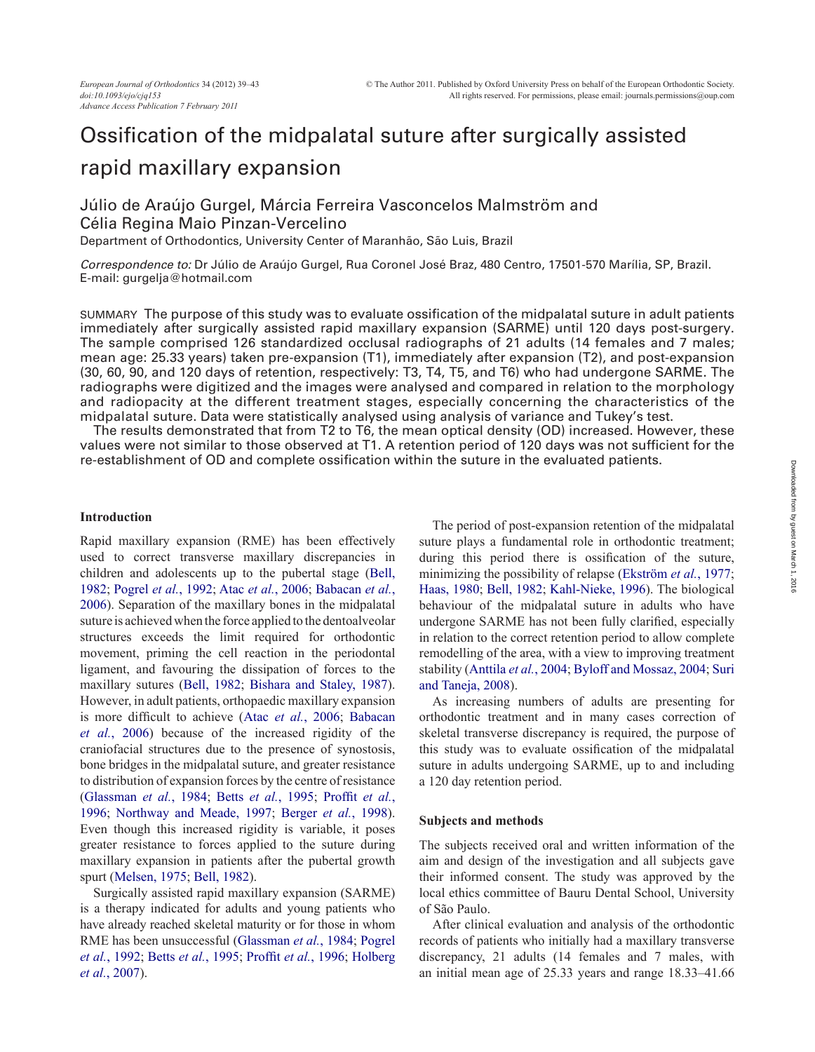# Ossification of the midpalatal suture after surgically assisted rapid maxillary expansion

Júlio de Araújo Gurgel, Márcia Ferreira Vasconcelos Malmström and Célia Regina Maio Pinzan-Vercelino

Department of Orthodontics, University Center of Maranhão, São Luis, Brazil

*Correspondence to:* Dr Júlio de Araújo Gurgel, Rua Coronel José Braz, 480 Centro, 17501-570 Marília, SP, Brazil. E-mail: gurgelja@hotmail.com

SUMMARY The purpose of this study was to evaluate ossification of the midpalatal suture in adult patients immediately after surgically assisted rapid maxillary expansion (SARME) until 120 days post-surgery. The sample comprised 126 standardized occlusal radiographs of 21 adults (14 females and 7 males; mean age: 25.33 years) taken pre-expansion (T1), immediately after expansion (T2), and post-expansion (30, 60, 90, and 120 days of retention, respectively: T3, T4, T5, and T6) who had undergone SARME. The radiographs were digitized and the images were analysed and compared in relation to the morphology and radiopacity at the different treatment stages, especially concerning the characteristics of the midpalatal suture. Data were statistically analysed using analysis of variance and Tukey's test.

The results demonstrated that from T2 to T6, the mean optical density (OD) increased. However, these values were not similar to those observed at T1. A retention period of 120 days was not sufficient for the re-establishment of OD and complete ossification within the suture in the evaluated patients.

## Introduction

Rapid maxillary expansion (RME) has been effectively used to correct transverse maxillary discrepancies in children and adolescents up to the pubertal stage (Bell, 1982; Pogrel *et al.*, 1992; Atac *et al.*, 2006; Babacan *et al.*, 2006). Separation of the maxillary bones in the midpalatal suture is achieved when the force applied to the dentoalveolar structures exceeds the limit required for orthodontic movement, priming the cell reaction in the periodontal ligament, and favouring the dissipation of forces to the maxillary sutures (Bell, 1982; Bishara and Staley, 1987). However, in adult patients, orthopaedic maxillary expansion is more difficult to achieve (Atac *et al.*, 2006; Babacan *et al.*, 2006) because of the increased rigidity of the craniofacial structures due to the presence of synostosis, bone bridges in the midpalatal suture, and greater resistance to distribution of expansion forces by the centre of resistance (Glassman *et al.*, 1984; Betts *et al.*, 1995; Proffit *et al.*, 1996; Northway and Meade, 1997; Berger *et al.*, 1998). Even though this increased rigidity is variable, it poses greater resistance to forces applied to the suture during maxillary expansion in patients after the pubertal growth spurt (Melsen, 1975; Bell, 1982).

Surgically assisted rapid maxillary expansion (SARME) is a therapy indicated for adults and young patients who have already reached skeletal maturity or for those in whom RME has been unsuccessful (Glassman *et al.*, 1984; Pogrel *et al.*, 1992; Betts *et al.*, 1995; Proffit *et al.*, 1996; Holberg *et al.*, 2007).

The period of post-expansion retention of the midpalatal suture plays a fundamental role in orthodontic treatment; during this period there is ossification of the suture, minimizing the possibility of relapse (Ekström *et al.*, 1977; Haas, 1980; Bell, 1982; Kahl-Nieke, 1996). The biological behaviour of the midpalatal suture in adults who have undergone SARME has not been fully clarified, especially in relation to the correct retention period to allow complete remodelling of the area, with a view to improving treatment stability (Anttila *et al.*, 2004; Byloff and Mossaz, 2004; Suri and Taneja, 2008).

As increasing numbers of adults are presenting for orthodontic treatment and in many cases correction of skeletal transverse discrepancy is required, the purpose of this study was to evaluate ossification of the midpalatal suture in adults undergoing SARME, up to and including a 120 day retention period.

## Subjects and methods

The subjects received oral and written information of the aim and design of the investigation and all subjects gave their informed consent. The study was approved by the local ethics committee of Bauru Dental School, University of São Paulo.

After clinical evaluation and analysis of the orthodontic records of patients who initially had a maxillary transverse discrepancy, 21 adults (14 females and 7 males, with an initial mean age of 25.33 years and range 18.33–41.66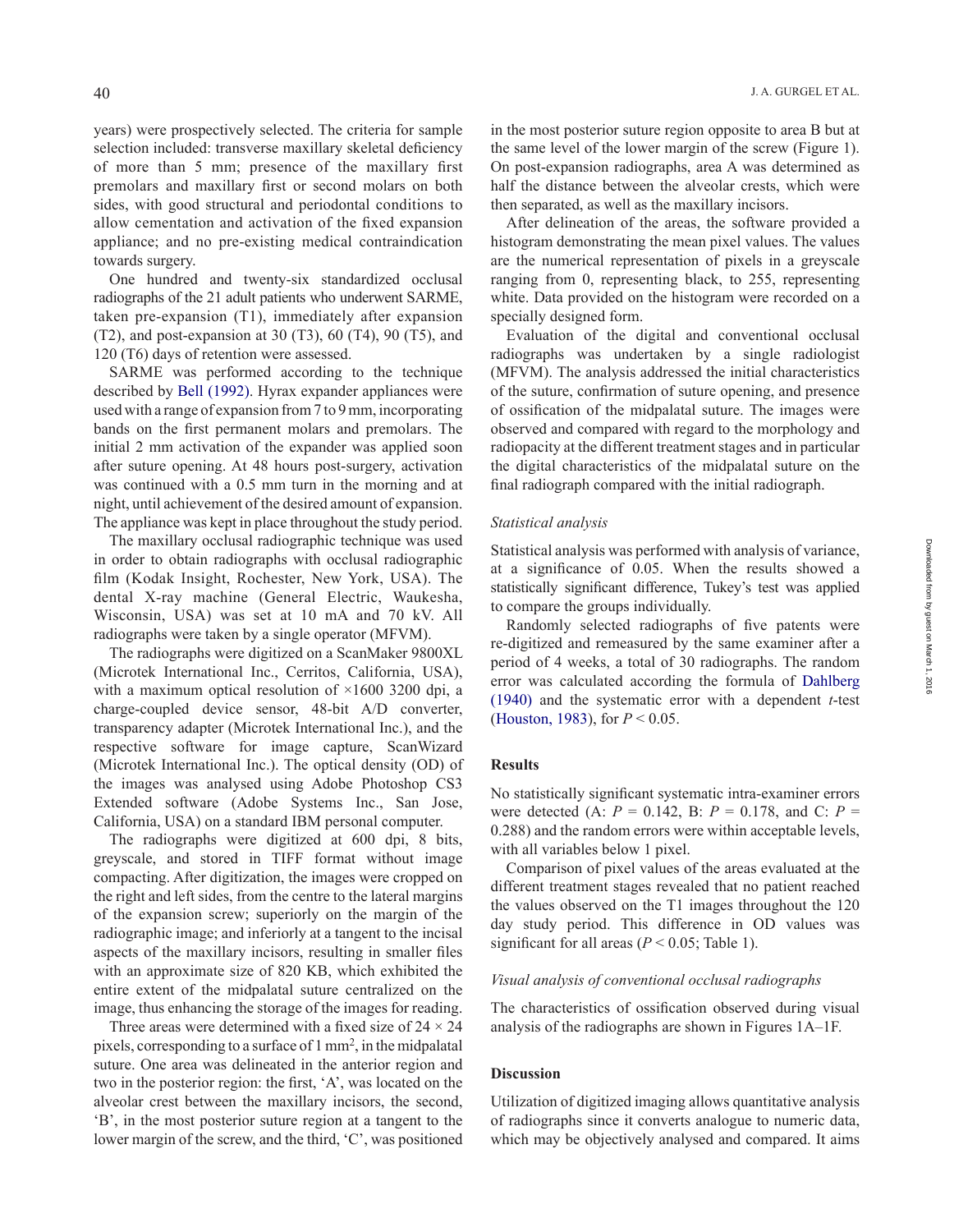years) were prospectively selected. The criteria for sample selection included: transverse maxillary skeletal deficiency of more than 5 mm; presence of the maxillary first premolars and maxillary first or second molars on both sides, with good structural and periodontal conditions to allow cementation and activation of the fixed expansion appliance; and no pre-existing medical contraindication towards surgery.

One hundred and twenty-six standardized occlusal radiographs of the 21 adult patients who underwent SARME, taken pre-expansion (T1), immediately after expansion (T2), and post-expansion at 30 (T3), 60 (T4), 90 (T5), and 120 (T6) days of retention were assessed.

SARME was performed according to the technique described by Bell (1992). Hyrax expander appliances were used with a range of expansion from 7 to 9 mm, incorporating bands on the first permanent molars and premolars. The initial 2 mm activation of the expander was applied soon after suture opening. At 48 hours post-surgery, activation was continued with a 0.5 mm turn in the morning and at night, until achievement of the desired amount of expansion. The appliance was kept in place throughout the study period.

The maxillary occlusal radiographic technique was used in order to obtain radiographs with occlusal radiographic film (Kodak Insight, Rochester, New York, USA). The dental X-ray machine (General Electric, Waukesha, Wisconsin, USA) was set at 10 mA and 70 kV. All radiographs were taken by a single operator (MFVM).

The radiographs were digitized on a ScanMaker 9800XL (Microtek International Inc., Cerritos, California, USA), with a maximum optical resolution of ×1600 3200 dpi, a charge-coupled device sensor, 48-bit A/D converter, transparency adapter (Microtek International Inc.), and the respective software for image capture, ScanWizard (Microtek International Inc.). The optical density (OD) of the images was analysed using Adobe Photoshop CS3 Extended software (Adobe Systems Inc., San Jose, California, USA) on a standard IBM personal computer.

The radiographs were digitized at 600 dpi, 8 bits, greyscale, and stored in TIFF format without image compacting. After digitization, the images were cropped on the right and left sides, from the centre to the lateral margins of the expansion screw; superiorly on the margin of the radiographic image; and inferiorly at a tangent to the incisal aspects of the maxillary incisors, resulting in smaller files with an approximate size of 820 KB, which exhibited the entire extent of the midpalatal suture centralized on the image, thus enhancing the storage of the images for reading.

Three areas were determined with a fixed size of $24 \times 24$ pixels, corresponding to a surface of 1 $mm^2$, in the midpalatal suture. One area was delineated in the anterior region and two in the posterior region: the first, 'A', was located on the alveolar crest between the maxillary incisors, the second, 'B', in the most posterior suture region at a tangent to the lower margin of the screw, and the third, 'C', was positioned in the most posterior suture region opposite to area B but at the same level of the lower margin of the screw (Figure 1). On post-expansion radiographs, area A was determined as half the distance between the alveolar crests, which were then separated, as well as the maxillary incisors.

After delineation of the areas, the software provided a histogram demonstrating the mean pixel values. The values are the numerical representation of pixels in a greyscale ranging from 0, representing black, to 255, representing white. Data provided on the histogram were recorded on a specially designed form.

Evaluation of the digital and conventional occlusal radiographs was undertaken by a single radiologist (MFVM). The analysis addressed the initial characteristics of the suture, confirmation of suture opening, and presence of ossification of the midpalatal suture. The images were observed and compared with regard to the morphology and radiopacity at the different treatment stages and in particular the digital characteristics of the midpalatal suture on the final radiograph compared with the initial radiograph.

### *Statistical analysis*

Statistical analysis was performed with analysis of variance, at a significance of 0.05. When the results showed a statistically significant difference, Tukey's test was applied to compare the groups individually.

Randomly selected radiographs of five patents were re-digitized and remeasured by the same examiner after a period of 4 weeks, a total of 30 radiographs. The random error was calculated according the formula of Dahlberg (1940) and the systematic error with a dependent *t*-test (Houston, 1983), for $P < 0.05$.

## Results

No statistically significant systematic intra-examiner errors were detected (A: $P = 0.142$, B: $P = 0.178$, and C: $P = 0.288$) and the random errors were within acceptable levels, with all variables below 1 pixel.

Comparison of pixel values of the areas evaluated at the different treatment stages revealed that no patient reached the values observed on the T1 images throughout the 120 day study period. This difference in OD values was significant for all areas ($P < 0.05$; Table 1).

### *Visual analysis of conventional occlusal radiographs*

The characteristics of ossification observed during visual analysis of the radiographs are shown in Figures 1A–1F.

## Discussion

Utilization of digitized imaging allows quantitative analysis of radiographs since it converts analogue to numeric data, which may be objectively analysed and compared. It aims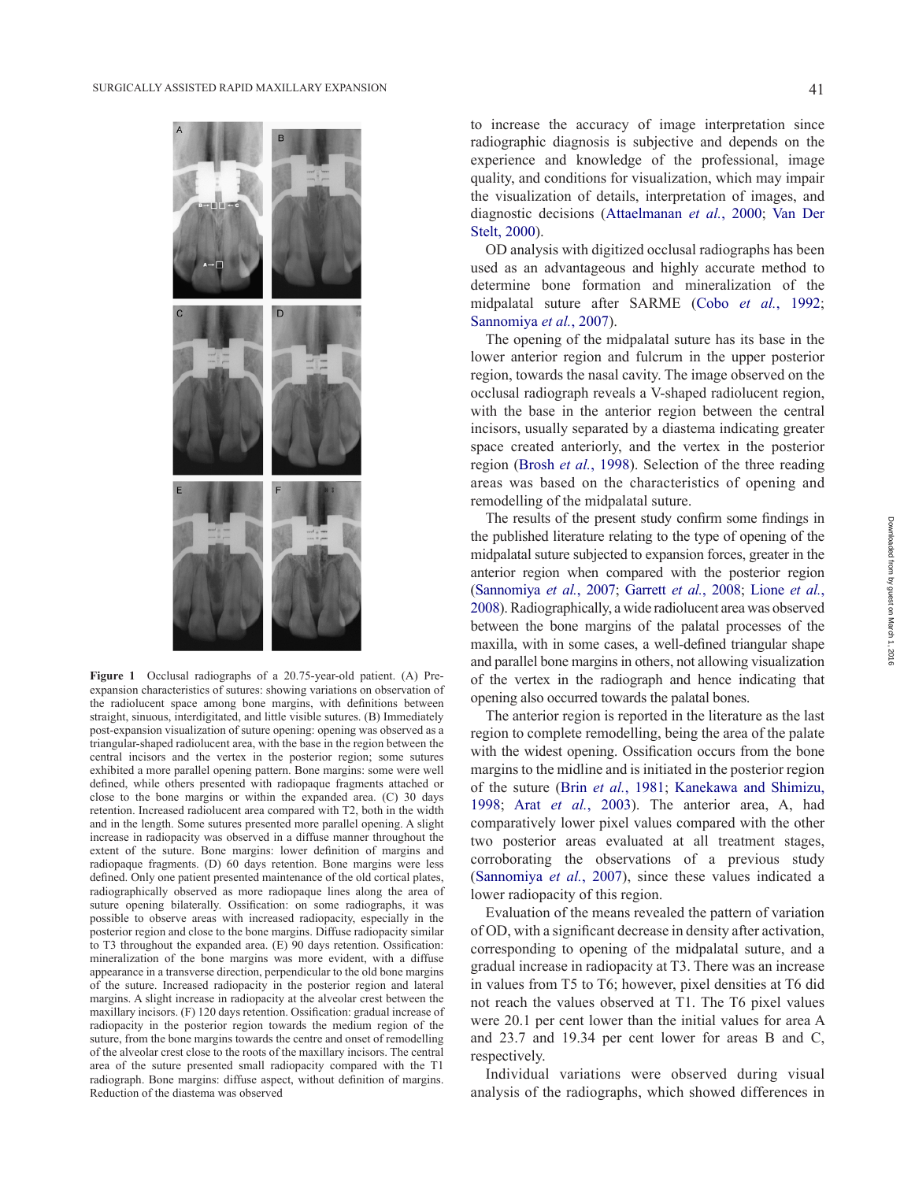**Figure 1** Occlusal radiographs of a 20.75-year-old patient. (A) Pre-expansion characteristics of sutures: showing variations on observation of the radiolucent space among bone margins, with definitions between straight, sinuous, interdigitated, and little visible sutures. (B) Immediately post-expansion visualization of suture opening: opening was observed as a triangular-shaped radiolucent area, with the base in the region between the central incisors and the vertex in the posterior region; some sutures exhibited a more parallel opening pattern. Bone margins: some were well defined, while others presented with radiopaque fragments attached or close to the bone margins or within the expanded area. (C) 30 days retention. Increased radiolucent area compared with T2, both in the width and in the length. Some sutures presented more parallel opening. A slight increase in radiopacity was observed in a diffuse manner throughout the extent of the suture. Bone margins: lower definition of margins and radiopaque fragments. (D) 60 days retention. Bone margins were less defined. Only one patient presented maintenance of the old cortical plates, radiographically observed as more radiopaque lines along the area of suture opening bilaterally. Ossification: on some radiographs, it was possible to observe areas with increased radiopacity, especially in the posterior region and close to the bone margins. Diffuse radiopacity similar to T3 throughout the expanded area. (E) 90 days retention. Ossification: mineralization of the bone margins was more evident, with a diffuse appearance in a transverse direction, perpendicular to the old bone margins of the suture. Increased radiopacity in the posterior region and lateral margins. A slight increase in radiopacity at the alveolar crest between the maxillary incisors. (F) 120 days retention. Ossification: gradual increase of radiopacity in the posterior region towards the medium region of the suture, from the bone margins towards the centre and onset of remodelling of the alveolar crest close to the roots of the maxillary incisors. The central area of the suture presented small radiopacity compared with the T1 radiograph. Bone margins: diffuse aspect, without definition of margins. Reduction of the diastema was observed

to increase the accuracy of image interpretation since radiographic diagnosis is subjective and depends on the experience and knowledge of the professional, image quality, and conditions for visualization, which may impair the visualization of details, interpretation of images, and diagnostic decisions (Attaelmanan *et al.*, 2000; Van Der Stelt, 2000).

OD analysis with digitized occlusal radiographs has been used as an advantageous and highly accurate method to determine bone formation and mineralization of the midpalatal suture after SARME (Cobo *et al.*, 1992; Sannomiya *et al.*, 2007).

The opening of the midpalatal suture has its base in the lower anterior region and fulcrum in the upper posterior region, towards the nasal cavity. The image observed on the occlusal radiograph reveals a V-shaped radiolucent region, with the base in the anterior region between the central incisors, usually separated by a diastema indicating greater space created anteriorly, and the vertex in the posterior region (Brosh *et al.*, 1998). Selection of the three reading areas was based on the characteristics of opening and remodelling of the midpalatal suture.

The results of the present study confirm some findings in the published literature relating to the type of opening of the midpalatal suture subjected to expansion forces, greater in the anterior region when compared with the posterior region (Sannomiya *et al.*, 2007; Garrett *et al.*, 2008; Lione *et al.*, 2008). Radiographically, a wide radiolucent area was observed between the bone margins of the palatal processes of the maxilla, with in some cases, a well-defined triangular shape and parallel bone margins in others, not allowing visualization of the vertex in the radiograph and hence indicating that opening also occurred towards the palatal bones.

The anterior region is reported in the literature as the last region to complete remodelling, being the area of the palate with the widest opening. Ossification occurs from the bone margins to the midline and is initiated in the posterior region of the suture (Brin *et al.*, 1981; Kanekawa and Shimizu, 1998; Arat *et al.*, 2003). The anterior area, A, had comparatively lower pixel values compared with the other two posterior areas evaluated at all treatment stages, corroborating the observations of a previous study (Sannomiya *et al.*, 2007), since these values indicated a lower radiopacity of this region.

Evaluation of the means revealed the pattern of variation of OD, with a significant decrease in density after activation, corresponding to opening of the midpalatal suture, and a gradual increase in radiopacity at T3. There was an increase in values from T5 to T6; however, pixel densities at T6 did not reach the values observed at T1. The T6 pixel values were 20.1 per cent lower than the initial values for area A and 23.7 and 19.34 per cent lower for areas B and C, respectively.

Individual variations were observed during visual analysis of the radiographs, which showed differences in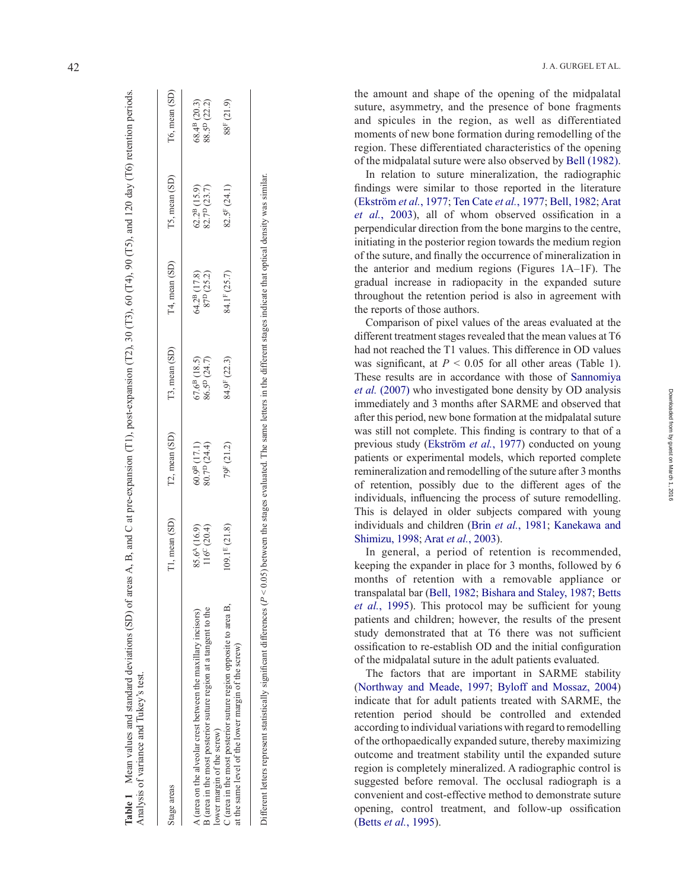**Table 1** Mean values and standard deviations (SD) of areas A, B, and C at pre-expansion (T1), post-expansion (T2), 30 (T3), 60 (T4), 90 (T5), and 120 day (T6) retention periods. Analysis of variance and Tukey's test.

| Stage areas | T1, mean (SD) | T2, mean (SD) | T3, mean (SD) | T4, mean (SD) | T5, mean (SD) | T6, mean (SD) |
|---|---|---|---|---|---|---|
| A (area on the alveolar crest between the maxillary incisors) | $85.6^{A}$ (16.9) | $60.9^{B}$ (17.1) | $67.6^{B}$ (18.5) | $64.2^{B}$ (17.8) | $62.2^{B}$ (15.9) | $68.4^{B}$ (20.3) |
| B (area in the most posterior suture region at a tangent to the lower margin of the screw) | $116^{C}$ (20.4) | $80.7^{D}$ (24.4) | $86.5^{D}$ (24.7) | $87^{D}$ (25.2) | $82.7^{D}$ (23.7) | $88.5^{D}$ (22.2) |
| C (area in the most posterior suture region opposite to area B, at the same level of the lower margin of the screw) | $109.1^{E}$ (21.8) | $79^{F}$ (21.2) | $84.9^{F}$ (22.3) | $84.1^{F}$ (25.7) | $82.5^{F}$ (24.1) | $88^{F}$ (21.9) |

Different letters represent statistically significant differences ($P < 0.05$) between the stages evaluated. The same letters in the different stages indicate that optical density was similar.

the amount and shape of the opening of the midpalatal suture, asymmetry, and the presence of bone fragments and spicules in the region, as well as differentiated moments of new bone formation during remodelling of the region. These differentiated characteristics of the opening of the midpalatal suture were also observed by Bell (1982).

In relation to suture mineralization, the radiographic findings were similar to those reported in the literature (Ekström *et al.*, 1977; Ten Cate *et al.*, 1977; Bell, 1982; Arat *et al.*, 2003), all of whom observed ossification in a perpendicular direction from the bone margins to the centre, initiating in the posterior region towards the medium region of the suture, and finally the occurrence of mineralization in the anterior and medium regions (Figures 1A–1F). The gradual increase in radiopacity in the expanded suture throughout the retention period is also in agreement with the reports of those authors.

Comparison of pixel values of the areas evaluated at the different treatment stages revealed that the mean values at T6 had not reached the T1 values. This difference in OD values was significant, at $P < 0.05$ for all other areas (Table 1). These results are in accordance with those of Sannomiya *et al.* (2007) who investigated bone density by OD analysis immediately and 3 months after SARME and observed that after this period, new bone formation at the midpalatal suture was still not complete. This finding is contrary to that of a previous study (Ekström *et al.*, 1977) conducted on young patients or experimental models, which reported complete remineralization and remodelling of the suture after 3 months of retention, possibly due to the different ages of the individuals, influencing the process of suture remodelling. This is delayed in older subjects compared with young individuals and children (Brin *et al.*, 1981; Kanekawa and Shimizu, 1998; Arat *et al.*, 2003).

In general, a period of retention is recommended, keeping the expander in place for 3 months, followed by 6 months of retention with a removable appliance or transpalatal bar (Bell, 1982; Bishara and Staley, 1987; Betts *et al.*, 1995). This protocol may be sufficient for young patients and children; however, the results of the present study demonstrated that at T6 there was not sufficient ossification to re-establish OD and the initial configuration of the midpalatal suture in the adult patients evaluated.

The factors that are important in SARME stability (Northway and Meade, 1997; Byloff and Mossaz, 2004) indicate that for adult patients treated with SARME, the retention period should be controlled and extended according to individual variations with regard to remodelling of the orthopaedically expanded suture, thereby maximizing outcome and treatment stability until the expanded suture region is completely mineralized. A radiographic control is suggested before removal. The occlusal radiograph is a convenient and cost-effective method to demonstrate suture opening, control treatment, and follow-up ossification (Betts *et al.*, 1995).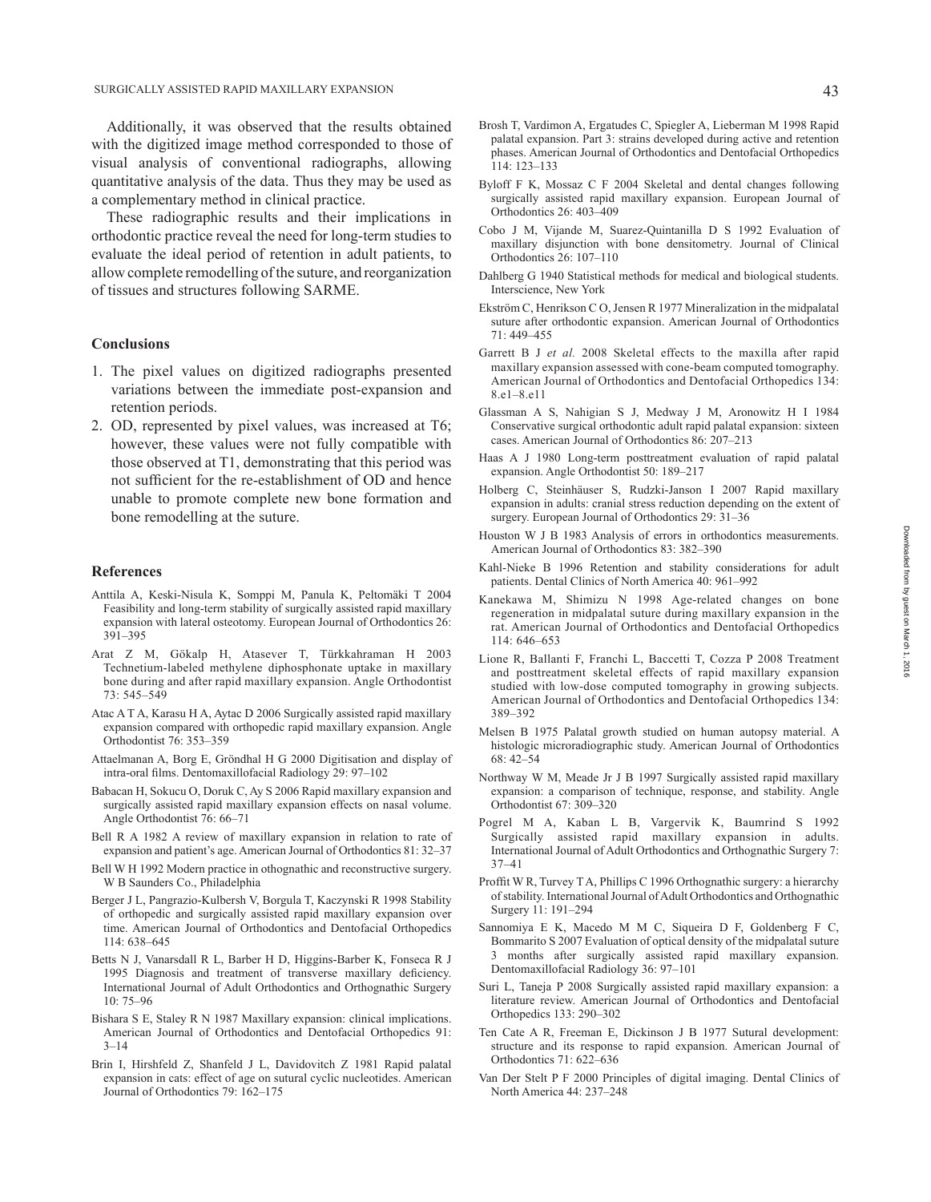Additionally, it was observed that the results obtained with the digitized image method corresponded to those of visual analysis of conventional radiographs, allowing quantitative analysis of the data. Thus they may be used as a complementary method in clinical practice.

These radiographic results and their implications in orthodontic practice reveal the need for long-term studies to evaluate the ideal period of retention in adult patients, to allow complete remodelling of the suture, and reorganization of tissues and structures following SARME.

## Conclusions

1. The pixel values on digitized radiographs presented variations between the immediate post-expansion and retention periods.
2. OD, represented by pixel values, was increased at T6; however, these values were not fully compatible with those observed at T1, demonstrating that this period was not sufficient for the re-establishment of OD and hence unable to promote complete new bone formation and bone remodelling at the suture.

## References

Anttila A, Keski-Nisula K, Somppi M, Panula K, Peltomäki T 2004 Feasibility and long-term stability of surgically assisted rapid maxillary expansion with lateral osteotomy. European Journal of Orthodontics 26: 391–395

Arat Z M, Gökalp H, Atasever T, Türkkahraman H 2003 Technetium-labeled methylene diphosphonate uptake in maxillary bone during and after rapid maxillary expansion. Angle Orthodontist 73: 545–549

Atac A T A, Karasu H A, Aytac D 2006 Surgically assisted rapid maxillary expansion compared with orthopedic rapid maxillary expansion. Angle Orthodontist 76: 353–359

Attaelmanan A, Borg E, Gröndhal H G 2000 Digitisation and display of intra-oral films. Dentomaxillofacial Radiology 29: 97–102

Babacan H, Sokucu O, Doruk C, Ay S 2006 Rapid maxillary expansion and surgically assisted rapid maxillary expansion effects on nasal volume. Angle Orthodontist 76: 66–71

Bell R A 1982 A review of maxillary expansion in relation to rate of expansion and patient's age. American Journal of Orthodontics 81: 32–37

Bell W H 1992 Modern practice in othognathic and reconstructive surgery. W B Saunders Co., Philadelphia

Berger J L, Pangrazio-Kulbersh V, Borgula T, Kaczynski R 1998 Stability of orthopedic and surgically assisted rapid maxillary expansion over time. American Journal of Orthodontics and Dentofacial Orthopedics 114: 638–645

Betts N J, Vanarsdall R L, Barber H D, Higgins-Barber K, Fonseca R J 1995 Diagnosis and treatment of transverse maxillary deficiency. International Journal of Adult Orthodontics and Orthognathic Surgery 10: 75–96

Bishara S E, Staley R N 1987 Maxillary expansion: clinical implications. American Journal of Orthodontics and Dentofacial Orthopedics 91: 3–14

Brin I, Hirshfeld Z, Shanfeld J L, Davidovitch Z 1981 Rapid palatal expansion in cats: effect of age on sutural cyclic nucleotides. American Journal of Orthodontics 79: 162–175

Brosh T, Vardimon A, Ergatudes C, Spiegler A, Lieberman M 1998 Rapid palatal expansion. Part 3: strains developed during active and retention phases. American Journal of Orthodontics and Dentofacial Orthopedics 114: 123–133

Byloff F K, Mossaz C F 2004 Skeletal and dental changes following surgically assisted rapid maxillary expansion. European Journal of Orthodontics 26: 403–409

Cobo J M, Vijande M, Suarez-Quintanilla D S 1992 Evaluation of maxillary disjunction with bone densitometry. Journal of Clinical Orthodontics 26: 107–110

Dahlberg G 1940 Statistical methods for medical and biological students. Interscience, New York

Ekström C, Henrikson C O, Jensen R 1977 Mineralization in the midpalatal suture after orthodontic expansion. American Journal of Orthodontics 71: 449–455

Garrett B J *et al.* 2008 Skeletal effects to the maxilla after rapid maxillary expansion assessed with cone-beam computed tomography. American Journal of Orthodontics and Dentofacial Orthopedics 134: 8.e1–8.e11

Glassman A S, Nahigian S J, Medway J M, Aronowitz H I 1984 Conservative surgical orthodontic adult rapid palatal expansion: sixteen cases. American Journal of Orthodontics 86: 207–213

Haas A J 1980 Long-term posttreatment evaluation of rapid palatal expansion. Angle Orthodontist 50: 189–217

Holberg C, Steinhäuser S, Rudzki-Janson I 2007 Rapid maxillary expansion in adults: cranial stress reduction depending on the extent of surgery. European Journal of Orthodontics 29: 31–36

Houston W J B 1983 Analysis of errors in orthodontics measurements. American Journal of Orthodontics 83: 382–390

Kahl-Nieke B 1996 Retention and stability considerations for adult patients. Dental Clinics of North America 40: 961–992

Kanekawa M, Shimizu N 1998 Age-related changes on bone regeneration in midpalatal suture during maxillary expansion in the rat. American Journal of Orthodontics and Dentofacial Orthopedics 114: 646–653

Lione R, Ballanti F, Franchi L, Baccetti T, Cozza P 2008 Treatment and posttreatment skeletal effects of rapid maxillary expansion studied with low-dose computed tomography in growing subjects. American Journal of Orthodontics and Dentofacial Orthopedics 134: 389–392

Melsen B 1975 Palatal growth studied on human autopsy material. A histologic microradiographic study. American Journal of Orthodontics 68: 42–54

Northway W M, Meade Jr J B 1997 Surgically assisted rapid maxillary expansion: a comparison of technique, response, and stability. Angle Orthodontist 67: 309–320

Pogrel M A, Kaban L B, Vargervik K, Baumrind S 1992 Surgically assisted rapid maxillary expansion in adults. International Journal of Adult Orthodontics and Orthognathic Surgery 7: 37–41

Proffit W R, Turvey T A, Phillips C 1996 Orthognathic surgery: a hierarchy of stability. International Journal of Adult Orthodontics and Orthognathic Surgery 11: 191–294

Sannomiya E K, Macedo M M C, Siqueira D F, Goldenberg F C, Bommarito S 2007 Evaluation of optical density of the midpalatal suture 3 months after surgically assisted rapid maxillary expansion. Dentomaxillofacial Radiology 36: 97–101

Suri L, Taneja P 2008 Surgically assisted rapid maxillary expansion: a literature review. American Journal of Orthodontics and Dentofacial Orthopedics 133: 290–302

Ten Cate A R, Freeman E, Dickinson J B 1977 Sutural development: structure and its response to rapid expansion. American Journal of Orthodontics 71: 622–636

Van Der Stelt P F 2000 Principles of digital imaging. Dental Clinics of North America 44: 237–248